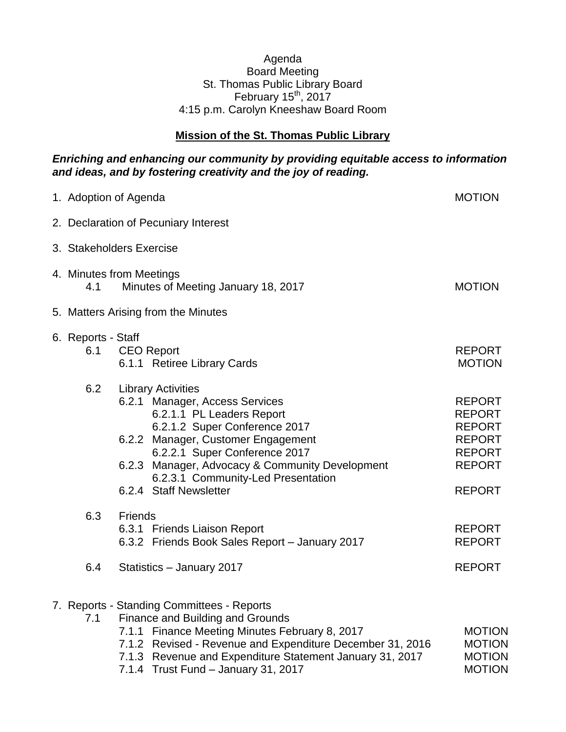Agenda
Board Meeting
St. Thomas Public Library Board
February 15th, 2017
4:15 p.m. Carolyn Kneeshaw Board Room

**Mission of the St. Thomas Public Library**

***Enriching and enhancing our community by providing equitable access to information and ideas, and by fostering creativity and the joy of reading.***

1. Adoption of Agenda — MOTION

2. Declaration of Pecuniary Interest

3. Stakeholders Exercise

4. Minutes from Meetings
   - 4.1 Minutes of Meeting January 18, 2017 — MOTION

5. Matters Arising from the Minutes

6. Reports - Staff
   - 6.1 CEO Report — REPORT
     - 6.1.1 Retiree Library Cards — MOTION
   - 6.2 Library Activities
     - 6.2.1 Manager, Access Services — REPORT
       - 6.2.1.1 PL Leaders Report — REPORT
       - 6.2.1.2 Super Conference 2017 — REPORT
     - 6.2.2 Manager, Customer Engagement — REPORT
       - 6.2.2.1 Super Conference 2017 — REPORT
     - 6.2.3 Manager, Advocacy & Community Development — REPORT
       - 6.2.3.1 Community-Led Presentation
     - 6.2.4 Staff Newsletter — REPORT
   - 6.3 Friends
     - 6.3.1 Friends Liaison Report — REPORT
     - 6.3.2 Friends Book Sales Report – January 2017 — REPORT
   - 6.4 Statistics – January 2017 — REPORT

7. Reports - Standing Committees - Reports
   - 7.1 Finance and Building and Grounds
     - 7.1.1 Finance Meeting Minutes February 8, 2017 — MOTION
     - 7.1.2 Revised - Revenue and Expenditure December 31, 2016 — MOTION
     - 7.1.3 Revenue and Expenditure Statement January 31, 2017 — MOTION
     - 7.1.4 Trust Fund – January 31, 2017 — MOTION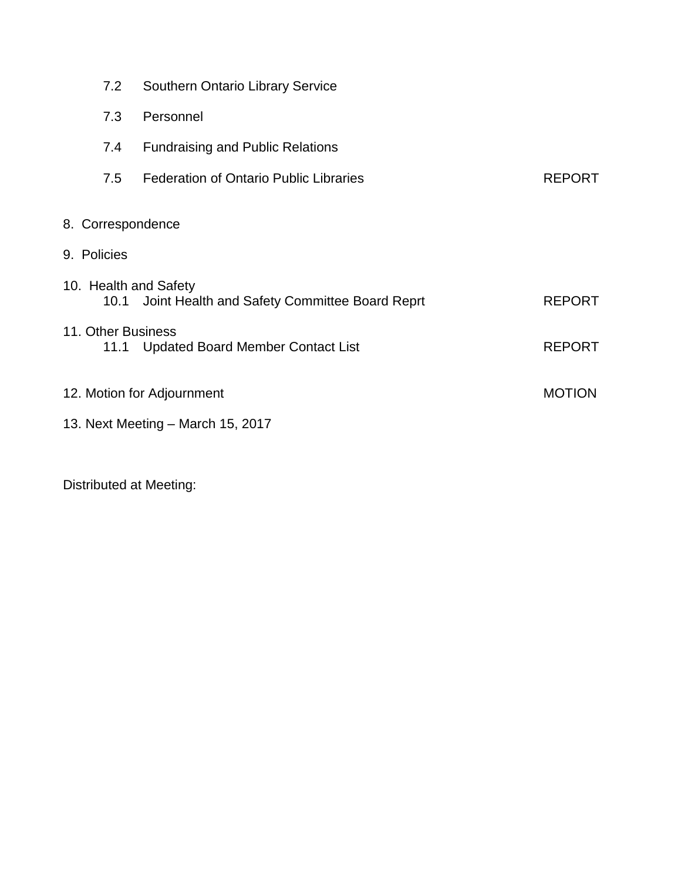7.2 Southern Ontario Library Service

7.3 Personnel

7.4 Fundraising and Public Relations

7.5 Federation of Ontario Public Libraries — REPORT

8. Correspondence

9. Policies

10. Health and Safety
    10.1 Joint Health and Safety Committee Board Reprt — REPORT

11. Other Business
    11.1 Updated Board Member Contact List — REPORT

12. Motion for Adjournment — MOTION

13. Next Meeting – March 15, 2017

Distributed at Meeting: